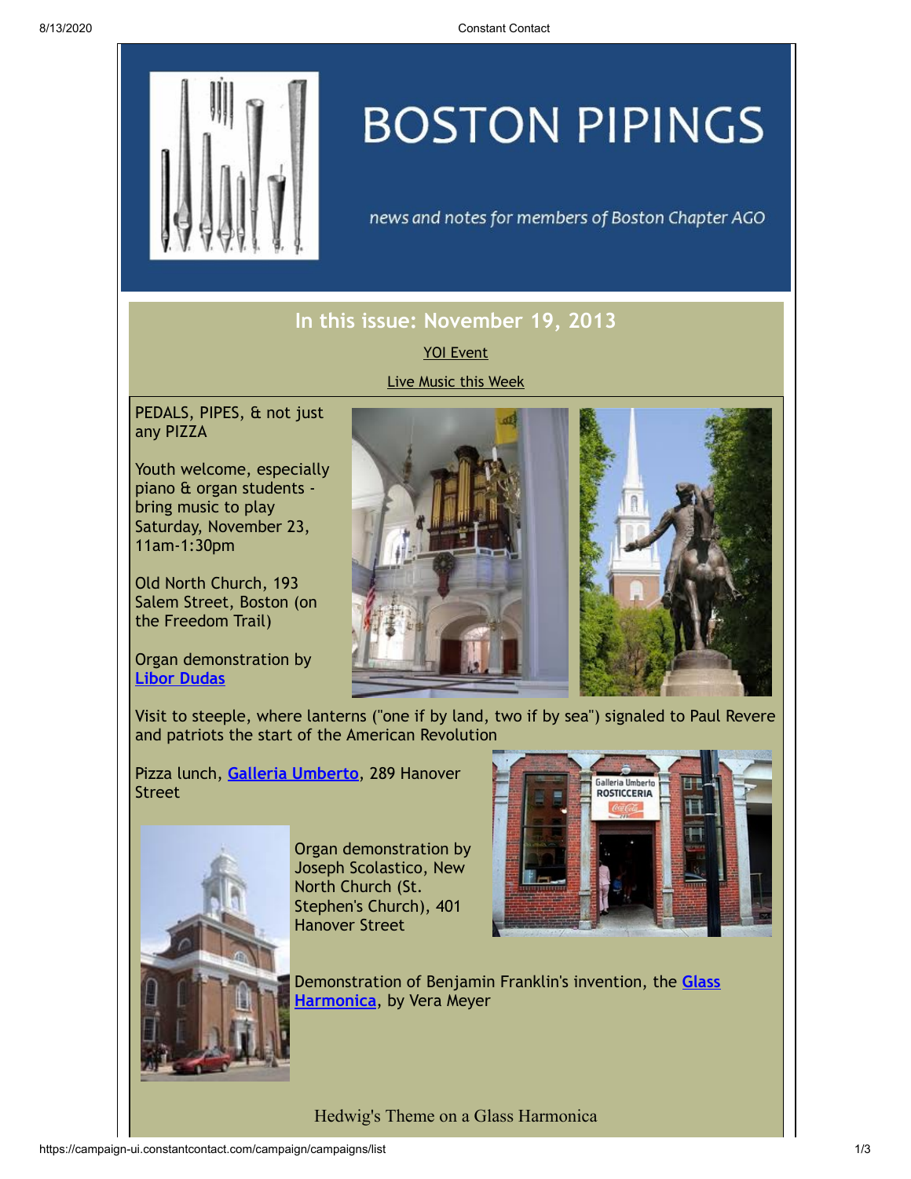# BOSTON PIPINGS

*news and notes for members of Boston Chapter AGO*

## In this issue: November 19, 2013

YOI Event

Live Music this Week

PEDALS, PIPES, & not just any PIZZA

Youth welcome, especially piano & organ students - bring music to play Saturday, November 23, 11am-1:30pm

Old North Church, 193 Salem Street, Boston (on the Freedom Trail)

Organ demonstration by **Libor Dudas**

Visit to steeple, where lanterns ("one if by land, two if by sea") signaled to Paul Revere and patriots the start of the American Revolution

Pizza lunch, **Galleria Umberto**, 289 Hanover Street

Organ demonstration by Joseph Scolastico, New North Church (St. Stephen's Church), 401 Hanover Street

Demonstration of Benjamin Franklin's invention, the **Glass Harmonica**, by Vera Meyer

Hedwig's Theme on a Glass Harmonica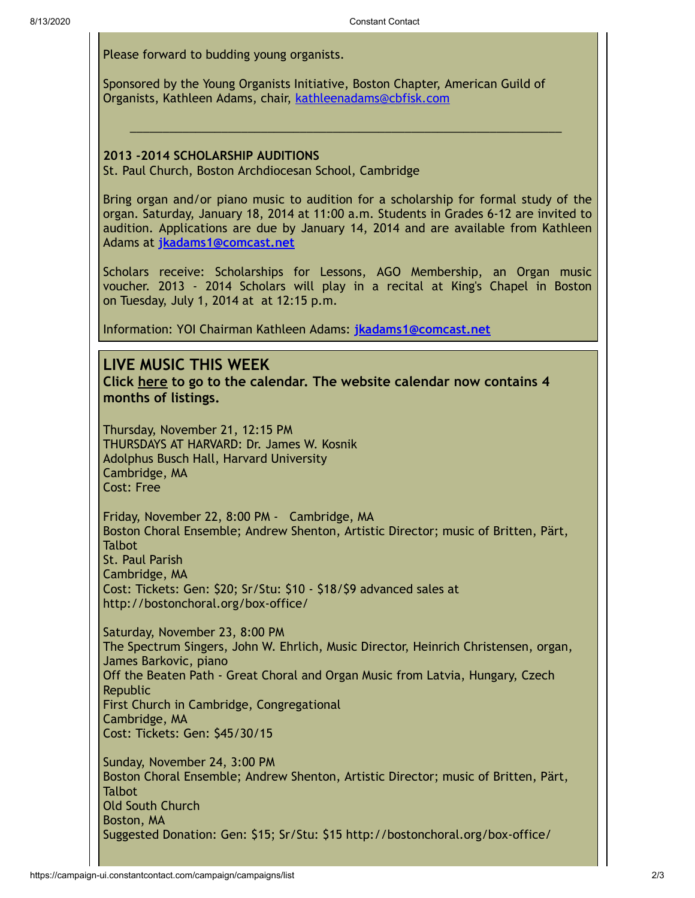Please forward to budding young organists.

Sponsored by the Young Organists Initiative, Boston Chapter, American Guild of Organists, Kathleen Adams, chair, [kathleenadams@cbfisk.com](mailto:kathleenadams@cbfisk.com)

---

**2013 -2014 SCHOLARSHIP AUDITIONS**
St. Paul Church, Boston Archdiocesan School, Cambridge

Bring organ and/or piano music to audition for a scholarship for formal study of the organ. Saturday, January 18, 2014 at 11:00 a.m. Students in Grades 6-12 are invited to audition. Applications are due by January 14, 2014 and are available from Kathleen Adams at **[jkadams1@comcast.net](mailto:jkadams1@comcast.net)**

Scholars receive: Scholarships for Lessons, AGO Membership, an Organ music voucher. 2013 - 2014 Scholars will play in a recital at King's Chapel in Boston on Tuesday, July 1, 2014 at at 12:15 p.m.

Information: YOI Chairman Kathleen Adams: **[jkadams1@comcast.net](mailto:jkadams1@comcast.net)**

## LIVE MUSIC THIS WEEK

**Click here to go to the calendar. The website calendar now contains 4 months of listings.**

Thursday, November 21, 12:15 PM
THURSDAYS AT HARVARD: Dr. James W. Kosnik
Adolphus Busch Hall, Harvard University
Cambridge, MA
Cost: Free

Friday, November 22, 8:00 PM - Cambridge, MA
Boston Choral Ensemble; Andrew Shenton, Artistic Director; music of Britten, Pärt, Talbot
St. Paul Parish
Cambridge, MA
Cost: Tickets: Gen: $20; Sr/Stu: $10 - $18/$9 advanced sales at http://bostonchoral.org/box-office/

Saturday, November 23, 8:00 PM
The Spectrum Singers, John W. Ehrlich, Music Director, Heinrich Christensen, organ, James Barkovic, piano
Off the Beaten Path - Great Choral and Organ Music from Latvia, Hungary, Czech Republic
First Church in Cambridge, Congregational
Cambridge, MA
Cost: Tickets: Gen: $45/30/15

Sunday, November 24, 3:00 PM
Boston Choral Ensemble; Andrew Shenton, Artistic Director; music of Britten, Pärt, Talbot
Old South Church
Boston, MA
Suggested Donation: Gen: $15; Sr/Stu: $15 http://bostonchoral.org/box-office/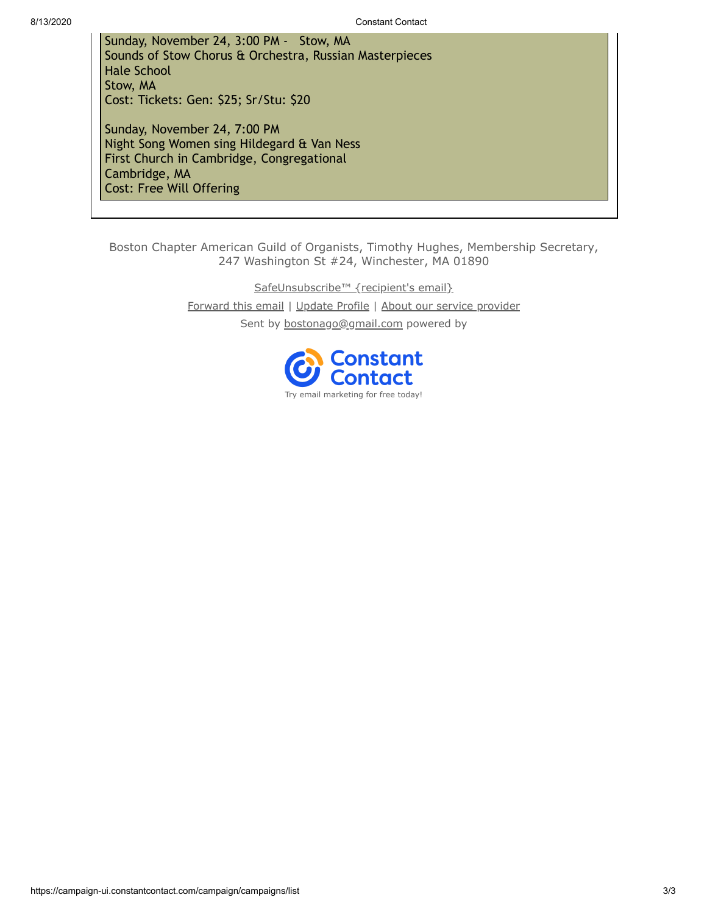Sunday, November 24, 3:00 PM - Stow, MA
Sounds of Stow Chorus & Orchestra, Russian Masterpieces
Hale School
Stow, MA
Cost: Tickets: Gen: $25; Sr/Stu: $20

Sunday, November 24, 7:00 PM
Night Song Women sing Hildegard & Van Ness
First Church in Cambridge, Congregational
Cambridge, MA
Cost: Free Will Offering

Boston Chapter American Guild of Organists, Timothy Hughes, Membership Secretary, 247 Washington St #24, Winchester, MA 01890

SafeUnsubscribe™ {recipient's email}

Forward this email | Update Profile | About our service provider

Sent by bostonago@gmail.com powered by

Constant Contact

Try email marketing for free today!